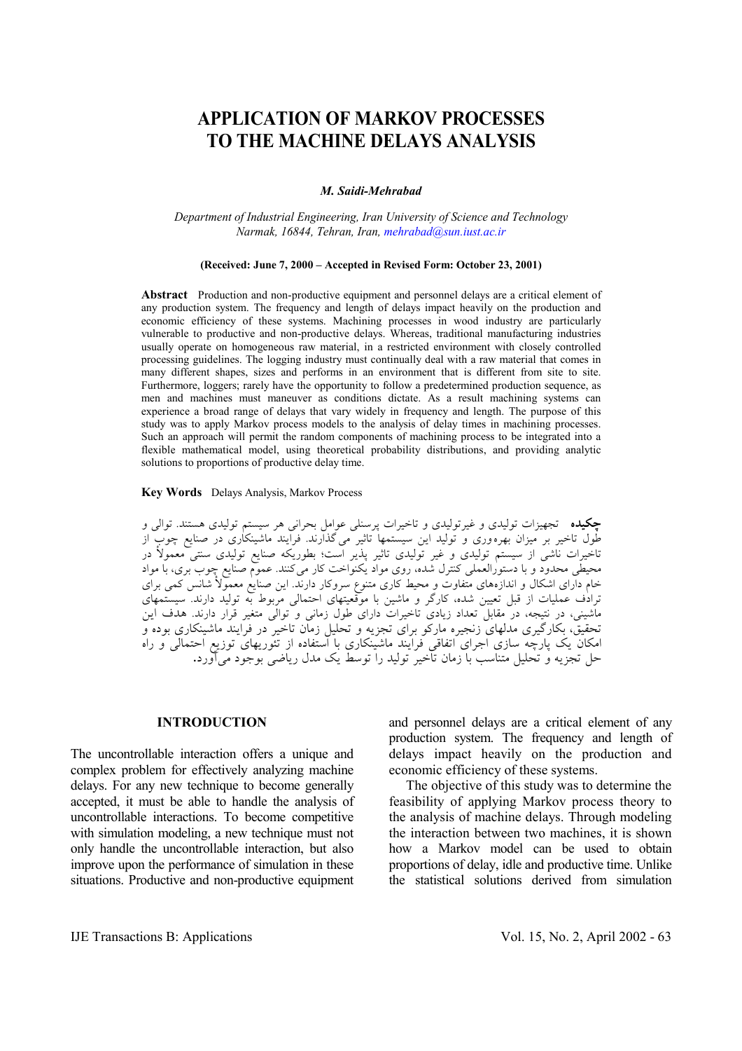# APPLICATION OF MARKOV PROCESSES TO THE MACHINE DELAYS ANALYSIS

***M. Saidi-Mehrabad***

*Department of Industrial Engineering, Iran University of Science and Technology Narmak, 16844, Tehran, Iran, mehrabad@sun.iust.ac.ir*

**(Received: June 7, 2000 – Accepted in Revised Form: October 23, 2001)**

**Abstract** Production and non-productive equipment and personnel delays are a critical element of any production system. The frequency and length of delays impact heavily on the production and economic efficiency of these systems. Machining processes in wood industry are particularly vulnerable to productive and non-productive delays. Whereas, traditional manufacturing industries usually operate on homogeneous raw material, in a restricted environment with closely controlled processing guidelines. The logging industry must continually deal with a raw material that comes in many different shapes, sizes and performs in an environment that is different from site to site. Furthermore, loggers; rarely have the opportunity to follow a predetermined production sequence, as men and machines must maneuver as conditions dictate. As a result machining systems can experience a broad range of delays that vary widely in frequency and length. The purpose of this study was to apply Markov process models to the analysis of delay times in machining processes. Such an approach will permit the random components of machining process to be integrated into a flexible mathematical model, using theoretical probability distributions, and providing analytic solutions to proportions of productive delay time.

**Key Words** Delays Analysis, Markov Process

**چکیده** تجهیزات تولیدی و غیرتولیدی و تاخیرات پرسنلی عوامل بحرانی هر سیستم تولیدی هستند. توالی و طول تاخیر بر میزان بهره‌وری و تولید این سیستمها تاثیر می‌گذارند. فرایند ماشینکاری در صنایع چوب از تاخیرات ناشی از سیستم تولیدی و غیر تولیدی تاثیر پذیر است؛ بطوریکه صنایع تولیدی سنتی معمولاً در محیطی محدود و با دستورالعملی کنترل شده، روی مواد یکنواخت کار می‌کنند. عموم صنایع چوب بری، با مواد خام دارای اشکال و اندازه‌های متفاوت و محیط کاری متنوع سروکار دارند. این صنایع معمولاً شانس کمی برای ترادف عملیات از قبل تعیین شده، کارگر و ماشین با موقعیتهای احتمالی مربوط به تولید دارند. سیستمهای ماشینی، در نتیجه، در مقابل تعداد زیادی تاخیرات دارای طول زمانی و توالی متغیر قرار دارند. هدف این تحقیق، بکارگیری مدلهای زنجیره مارکو برای تجزیه و تحلیل زمان تاخیر در فرایند ماشینکاری بوده و امکان یک پارچه سازی اجرای اتفاقی فرایند ماشینکاری با استفاده از تئوریهای توزیع احتمالی و راه حل تجزیه و تحلیل متناسب با زمان تاخیر تولید را توسط یک مدل ریاضی بوجود می‌آورد.

## INTRODUCTION

The uncontrollable interaction offers a unique and complex problem for effectively analyzing machine delays. For any new technique to become generally accepted, it must be able to handle the analysis of uncontrollable interactions. To become competitive with simulation modeling, a new technique must not only handle the uncontrollable interaction, but also improve upon the performance of simulation in these situations. Productive and non-productive equipment and personnel delays are a critical element of any production system. The frequency and length of delays impact heavily on the production and economic efficiency of these systems.

The objective of this study was to determine the feasibility of applying Markov process theory to the analysis of machine delays. Through modeling the interaction between two machines, it is shown how a Markov model can be used to obtain proportions of delay, idle and productive time. Unlike the statistical solutions derived from simulation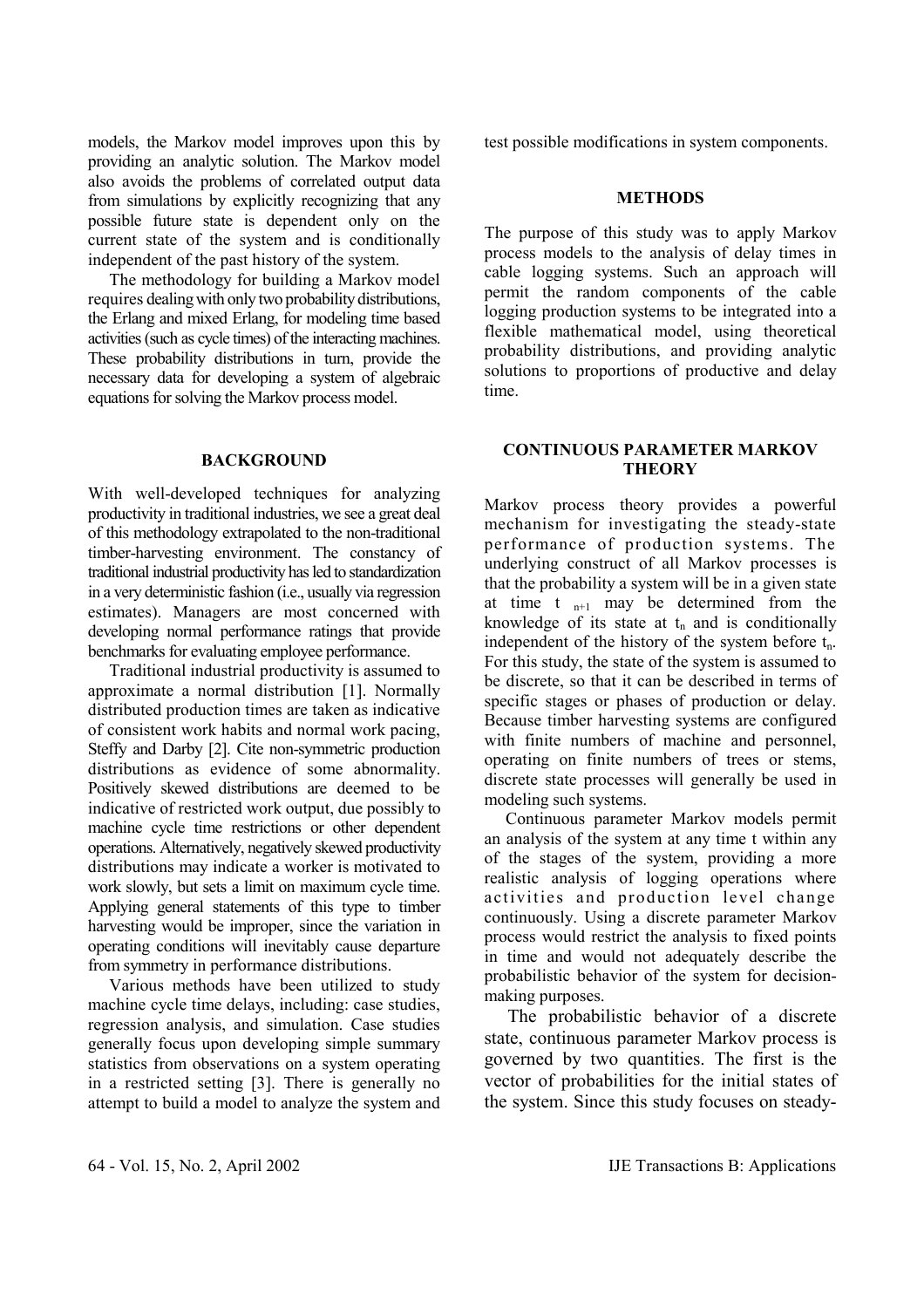models, the Markov model improves upon this by providing an analytic solution. The Markov model also avoids the problems of correlated output data from simulations by explicitly recognizing that any possible future state is dependent only on the current state of the system and is conditionally independent of the past history of the system.

The methodology for building a Markov model requires dealing with only two probability distributions, the Erlang and mixed Erlang, for modeling time based activities (such as cycle times) of the interacting machines. These probability distributions in turn, provide the necessary data for developing a system of algebraic equations for solving the Markov process model.

## BACKGROUND

With well-developed techniques for analyzing productivity in traditional industries, we see a great deal of this methodology extrapolated to the non-traditional timber-harvesting environment. The constancy of traditional industrial productivity has led to standardization in a very deterministic fashion (i.e., usually via regression estimates). Managers are most concerned with developing normal performance ratings that provide benchmarks for evaluating employee performance.

Traditional industrial productivity is assumed to approximate a normal distribution [1]. Normally distributed production times are taken as indicative of consistent work habits and normal work pacing, Steffy and Darby [2]. Cite non-symmetric production distributions as evidence of some abnormality. Positively skewed distributions are deemed to be indicative of restricted work output, due possibly to machine cycle time restrictions or other dependent operations. Alternatively, negatively skewed productivity distributions may indicate a worker is motivated to work slowly, but sets a limit on maximum cycle time. Applying general statements of this type to timber harvesting would be improper, since the variation in operating conditions will inevitably cause departure from symmetry in performance distributions.

Various methods have been utilized to study machine cycle time delays, including: case studies, regression analysis, and simulation. Case studies generally focus upon developing simple summary statistics from observations on a system operating in a restricted setting [3]. There is generally no attempt to build a model to analyze the system and test possible modifications in system components.

## METHODS

The purpose of this study was to apply Markov process models to the analysis of delay times in cable logging systems. Such an approach will permit the random components of the cable logging production systems to be integrated into a flexible mathematical model, using theoretical probability distributions, and providing analytic solutions to proportions of productive and delay time.

## CONTINUOUS PARAMETER MARKOV THEORY

Markov process theory provides a powerful mechanism for investigating the steady-state performance of production systems. The underlying construct of all Markov processes is that the probability a system will be in a given state at time $t_{n+1}$ may be determined from the knowledge of its state at $t_n$ and is conditionally independent of the history of the system before $t_n$. For this study, the state of the system is assumed to be discrete, so that it can be described in terms of specific stages or phases of production or delay. Because timber harvesting systems are configured with finite numbers of machine and personnel, operating on finite numbers of trees or stems, discrete state processes will generally be used in modeling such systems.

Continuous parameter Markov models permit an analysis of the system at any time t within any of the stages of the system, providing a more realistic analysis of logging operations where activities and production level change continuously. Using a discrete parameter Markov process would restrict the analysis to fixed points in time and would not adequately describe the probabilistic behavior of the system for decision-making purposes.

The probabilistic behavior of a discrete state, continuous parameter Markov process is governed by two quantities. The first is the vector of probabilities for the initial states of the system. Since this study focuses on steady-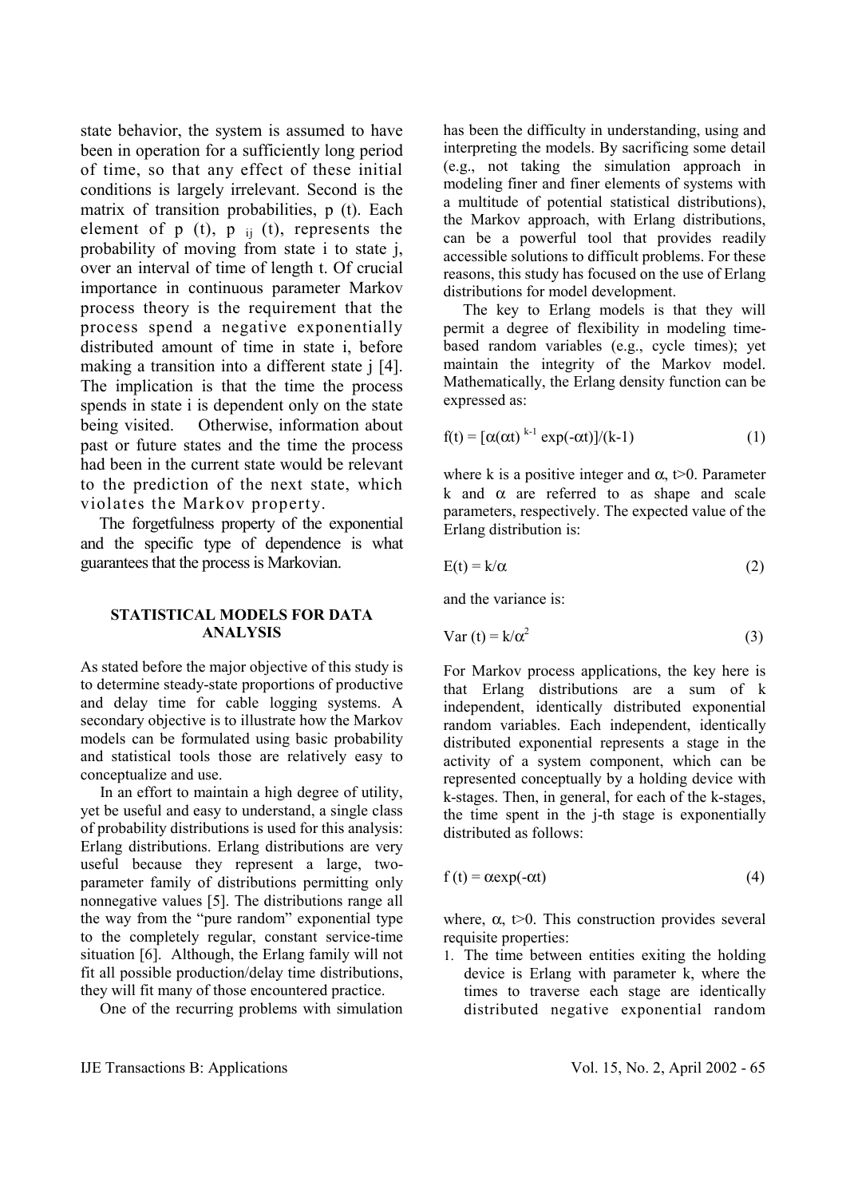state behavior, the system is assumed to have been in operation for a sufficiently long period of time, so that any effect of these initial conditions is largely irrelevant. Second is the matrix of transition probabilities, p (t). Each element of p (t), $p_{ij}$ (t), represents the probability of moving from state i to state j, over an interval of time of length t. Of crucial importance in continuous parameter Markov process theory is the requirement that the process spend a negative exponentially distributed amount of time in state i, before making a transition into a different state j [4]. The implication is that the time the process spends in state i is dependent only on the state being visited. Otherwise, information about past or future states and the time the process had been in the current state would be relevant to the prediction of the next state, which violates the Markov property.

The forgetfulness property of the exponential and the specific type of dependence is what guarantees that the process is Markovian.

## STATISTICAL MODELS FOR DATA ANALYSIS

As stated before the major objective of this study is to determine steady-state proportions of productive and delay time for cable logging systems. A secondary objective is to illustrate how the Markov models can be formulated using basic probability and statistical tools those are relatively easy to conceptualize and use.

In an effort to maintain a high degree of utility, yet be useful and easy to understand, a single class of probability distributions is used for this analysis: Erlang distributions. Erlang distributions are very useful because they represent a large, two-parameter family of distributions permitting only nonnegative values [5]. The distributions range all the way from the "pure random" exponential type to the completely regular, constant service-time situation [6]. Although, the Erlang family will not fit all possible production/delay time distributions, they will fit many of those encountered practice.

One of the recurring problems with simulation has been the difficulty in understanding, using and interpreting the models. By sacrificing some detail (e.g., not taking the simulation approach in modeling finer and finer elements of systems with a multitude of potential statistical distributions), the Markov approach, with Erlang distributions, can be a powerful tool that provides readily accessible solutions to difficult problems. For these reasons, this study has focused on the use of Erlang distributions for model development.

The key to Erlang models is that they will permit a degree of flexibility in modeling time-based random variables (e.g., cycle times); yet maintain the integrity of the Markov model. Mathematically, the Erlang density function can be expressed as:

$$f(t) = [\alpha(\alpha t)^{k-1} \exp(-\alpha t)]/(k-1) \tag{1}$$

where k is a positive integer and $\alpha$, t>0. Parameter k and $\alpha$ are referred to as shape and scale parameters, respectively. The expected value of the Erlang distribution is:

$$E(t) = k/\alpha \tag{2}$$

and the variance is:

$$\text{Var}(t) = k/\alpha^2 \tag{3}$$

For Markov process applications, the key here is that Erlang distributions are a sum of k independent, identically distributed exponential random variables. Each independent, identically distributed exponential represents a stage in the activity of a system component, which can be represented conceptually by a holding device with k-stages. Then, in general, for each of the k-stages, the time spent in the j-th stage is exponentially distributed as follows:

$$f(t) = \alpha \exp(-\alpha t) \tag{4}$$

where, $\alpha$, t>0. This construction provides several requisite properties:

1. The time between entities exiting the holding device is Erlang with parameter k, where the times to traverse each stage are identically distributed negative exponential random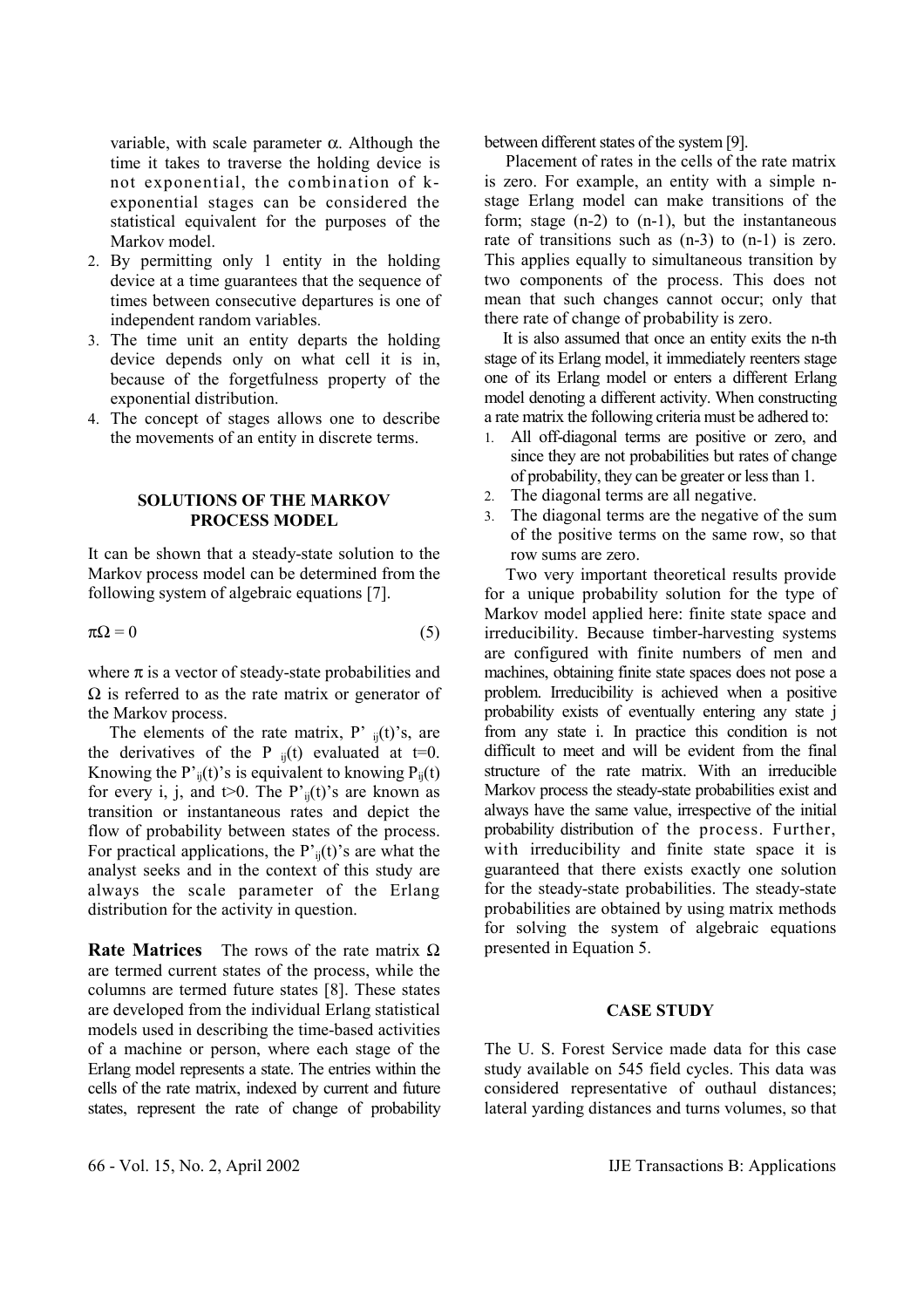variable, with scale parameter $\alpha$. Although the time it takes to traverse the holding device is not exponential, the combination of k-exponential stages can be considered the statistical equivalent for the purposes of the Markov model.

2. By permitting only 1 entity in the holding device at a time guarantees that the sequence of times between consecutive departures is one of independent random variables.
3. The time unit an entity departs the holding device depends only on what cell it is in, because of the forgetfulness property of the exponential distribution.
4. The concept of stages allows one to describe the movements of an entity in discrete terms.

## SOLUTIONS OF THE MARKOV PROCESS MODEL

It can be shown that a steady-state solution to the Markov process model can be determined from the following system of algebraic equations [7].

$$\pi\Omega = 0 \tag{5}$$

where $\pi$ is a vector of steady-state probabilities and $\Omega$ is referred to as the rate matrix or generator of the Markov process.

The elements of the rate matrix, $P'_{ij}(t)$'s, are the derivatives of the $P_{ij}(t)$ evaluated at t=0. Knowing the $P'_{ij}(t)$'s is equivalent to knowing $P_{ij}(t)$ for every i, j, and t>0. The $P'_{ij}(t)$'s are known as transition or instantaneous rates and depict the flow of probability between states of the process. For practical applications, the $P'_{ij}(t)$'s are what the analyst seeks and in the context of this study are always the scale parameter of the Erlang distribution for the activity in question.

**Rate Matrices** The rows of the rate matrix $\Omega$ are termed current states of the process, while the columns are termed future states [8]. These states are developed from the individual Erlang statistical models used in describing the time-based activities of a machine or person, where each stage of the Erlang model represents a state. The entries within the cells of the rate matrix, indexed by current and future states, represent the rate of change of probability between different states of the system [9].

Placement of rates in the cells of the rate matrix is zero. For example, an entity with a simple n-stage Erlang model can make transitions of the form; stage (n-2) to (n-1), but the instantaneous rate of transitions such as (n-3) to (n-1) is zero. This applies equally to simultaneous transition by two components of the process. This does not mean that such changes cannot occur; only that there rate of change of probability is zero.

It is also assumed that once an entity exits the n-th stage of its Erlang model, it immediately reenters stage one of its Erlang model or enters a different Erlang model denoting a different activity. When constructing a rate matrix the following criteria must be adhered to:

1. All off-diagonal terms are positive or zero, and since they are not probabilities but rates of change of probability, they can be greater or less than 1.
2. The diagonal terms are all negative.
3. The diagonal terms are the negative of the sum of the positive terms on the same row, so that row sums are zero.

Two very important theoretical results provide for a unique probability solution for the type of Markov model applied here: finite state space and irreducibility. Because timber-harvesting systems are configured with finite numbers of men and machines, obtaining finite state spaces does not pose a problem. Irreducibility is achieved when a positive probability exists of eventually entering any state j from any state i. In practice this condition is not difficult to meet and will be evident from the final structure of the rate matrix. With an irreducible Markov process the steady-state probabilities exist and always have the same value, irrespective of the initial probability distribution of the process. Further, with irreducibility and finite state space it is guaranteed that there exists exactly one solution for the steady-state probabilities. The steady-state probabilities are obtained by using matrix methods for solving the system of algebraic equations presented in Equation 5.

## CASE STUDY

The U. S. Forest Service made data for this case study available on 545 field cycles. This data was considered representative of outhaul distances; lateral yarding distances and turns volumes, so that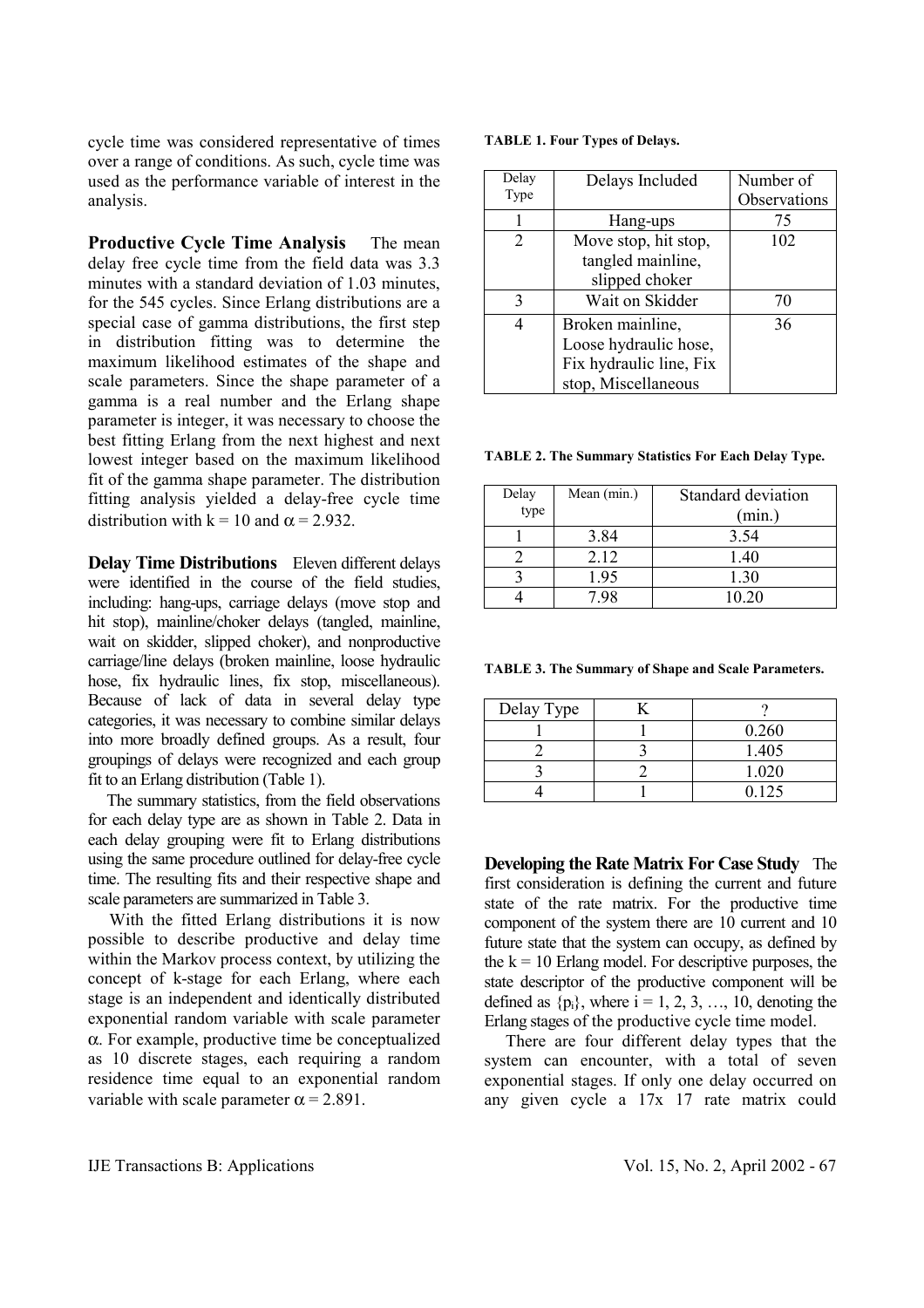cycle time was considered representative of times over a range of conditions. As such, cycle time was used as the performance variable of interest in the analysis.

**Productive Cycle Time Analysis** The mean delay free cycle time from the field data was 3.3 minutes with a standard deviation of 1.03 minutes, for the 545 cycles. Since Erlang distributions are a special case of gamma distributions, the first step in distribution fitting was to determine the maximum likelihood estimates of the shape and scale parameters. Since the shape parameter of a gamma is a real number and the Erlang shape parameter is integer, it was necessary to choose the best fitting Erlang from the next highest and next lowest integer based on the maximum likelihood fit of the gamma shape parameter. The distribution fitting analysis yielded a delay-free cycle time distribution with $k = 10$ and $\alpha = 2.932$.

**Delay Time Distributions** Eleven different delays were identified in the course of the field studies, including: hang-ups, carriage delays (move stop and hit stop), mainline/choker delays (tangled, mainline, wait on skidder, slipped choker), and nonproductive carriage/line delays (broken mainline, loose hydraulic hose, fix hydraulic lines, fix stop, miscellaneous). Because of lack of data in several delay type categories, it was necessary to combine similar delays into more broadly defined groups. As a result, four groupings of delays were recognized and each group fit to an Erlang distribution (Table 1).

The summary statistics, from the field observations for each delay type are as shown in Table 2. Data in each delay grouping were fit to Erlang distributions using the same procedure outlined for delay-free cycle time. The resulting fits and their respective shape and scale parameters are summarized in Table 3.

With the fitted Erlang distributions it is now possible to describe productive and delay time within the Markov process context, by utilizing the concept of k-stage for each Erlang, where each stage is an independent and identically distributed exponential random variable with scale parameter $\alpha$. For example, productive time be conceptualized as 10 discrete stages, each requiring a random residence time equal to an exponential random variable with scale parameter $\alpha = 2.891$.

**TABLE 1. Four Types of Delays.**

| Delay Type | Delays Included | Number of Observations |
|---|---|---|
| 1 | Hang-ups | 75 |
| 2 | Move stop, hit stop, tangled mainline, slipped choker | 102 |
| 3 | Wait on Skidder | 70 |
| 4 | Broken mainline, Loose hydraulic hose, Fix hydraulic line, Fix stop, Miscellaneous | 36 |

**TABLE 2. The Summary Statistics For Each Delay Type.**

| Delay type | Mean (min.) | Standard deviation (min.) |
|---|---|---|
| 1 | 3.84 | 3.54 |
| 2 | 2.12 | 1.40 |
| 3 | 1.95 | 1.30 |
| 4 | 7.98 | 10.20 |

**TABLE 3. The Summary of Shape and Scale Parameters.**

| Delay Type | K | ? |
|---|---|---|
| 1 | 1 | 0.260 |
| 2 | 3 | 1.405 |
| 3 | 2 | 1.020 |
| 4 | 1 | 0.125 |

**Developing the Rate Matrix For Case Study** The first consideration is defining the current and future state of the rate matrix. For the productive time component of the system there are 10 current and 10 future state that the system can occupy, as defined by the $k = 10$ Erlang model. For descriptive purposes, the state descriptor of the productive component will be defined as $\{p_i\}$, where $i = 1, 2, 3, \ldots, 10$, denoting the Erlang stages of the productive cycle time model.

There are four different delay types that the system can encounter, with a total of seven exponential stages. If only one delay occurred on any given cycle a 17x 17 rate matrix could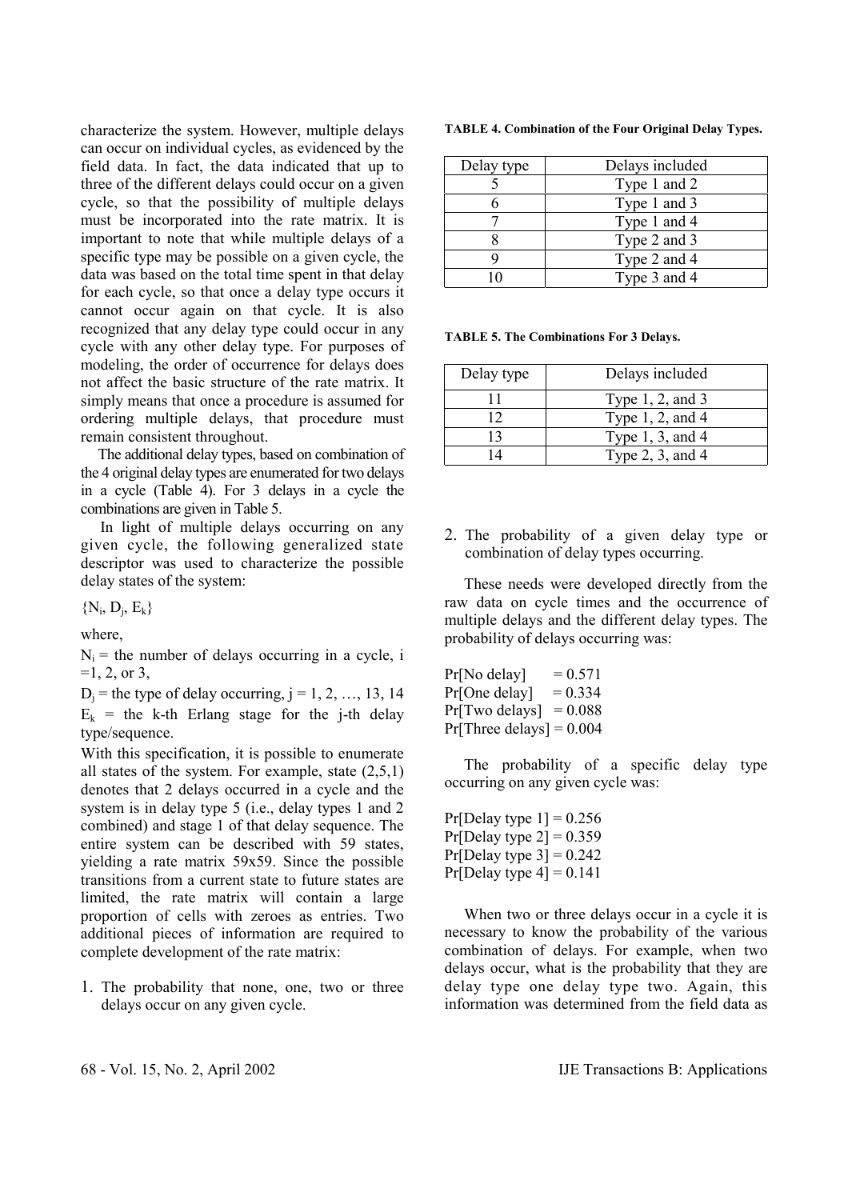characterize the system. However, multiple delays can occur on individual cycles, as evidenced by the field data. In fact, the data indicated that up to three of the different delays could occur on a given cycle, so that the possibility of multiple delays must be incorporated into the rate matrix. It is important to note that while multiple delays of a specific type may be possible on a given cycle, the data was based on the total time spent in that delay for each cycle, so that once a delay type occurs it cannot occur again on that cycle. It is also recognized that any delay type could occur in any cycle with any other delay type. For purposes of modeling, the order of occurrence for delays does not affect the basic structure of the rate matrix. It simply means that once a procedure is assumed for ordering multiple delays, that procedure must remain consistent throughout.

The additional delay types, based on combination of the 4 original delay types are enumerated for two delays in a cycle (Table 4). For 3 delays in a cycle the combinations are given in Table 5.

In light of multiple delays occurring on any given cycle, the following generalized state descriptor was used to characterize the possible delay states of the system:

$\{N_i, D_j, E_k\}$

where,

$N_i$ = the number of delays occurring in a cycle, i =1, 2, or 3,

$D_j$ = the type of delay occurring, j = 1, 2, …, 13, 14

$E_k$ = the k-th Erlang stage for the j-th delay type/sequence.

With this specification, it is possible to enumerate all states of the system. For example, state (2,5,1) denotes that 2 delays occurred in a cycle and the system is in delay type 5 (i.e., delay types 1 and 2 combined) and stage 1 of that delay sequence. The entire system can be described with 59 states, yielding a rate matrix 59x59. Since the possible transitions from a current state to future states are limited, the rate matrix will contain a large proportion of cells with zeroes as entries. Two additional pieces of information are required to complete development of the rate matrix:

1. The probability that none, one, two or three delays occur on any given cycle.

**TABLE 4. Combination of the Four Original Delay Types.**

| Delay type | Delays included |
|---|---|
| 5 | Type 1 and 2 |
| 6 | Type 1 and 3 |
| 7 | Type 1 and 4 |
| 8 | Type 2 and 3 |
| 9 | Type 2 and 4 |
| 10 | Type 3 and 4 |

**TABLE 5. The Combinations For 3 Delays.**

| Delay type | Delays included |
|---|---|
| 11 | Type 1, 2, and 3 |
| 12 | Type 1, 2, and 4 |
| 13 | Type 1, 3, and 4 |
| 14 | Type 2, 3, and 4 |

2. The probability of a given delay type or combination of delay types occurring.

These needs were developed directly from the raw data on cycle times and the occurrence of multiple delays and the different delay types. The probability of delays occurring was:

Pr[No delay] = 0.571
Pr[One delay] = 0.334
Pr[Two delays] = 0.088
Pr[Three delays] = 0.004

The probability of a specific delay type occurring on any given cycle was:

Pr[Delay type 1] = 0.256
Pr[Delay type 2] = 0.359
Pr[Delay type 3] = 0.242
Pr[Delay type 4] = 0.141

When two or three delays occur in a cycle it is necessary to know the probability of the various combination of delays. For example, when two delays occur, what is the probability that they are delay type one delay type two. Again, this information was determined from the field data as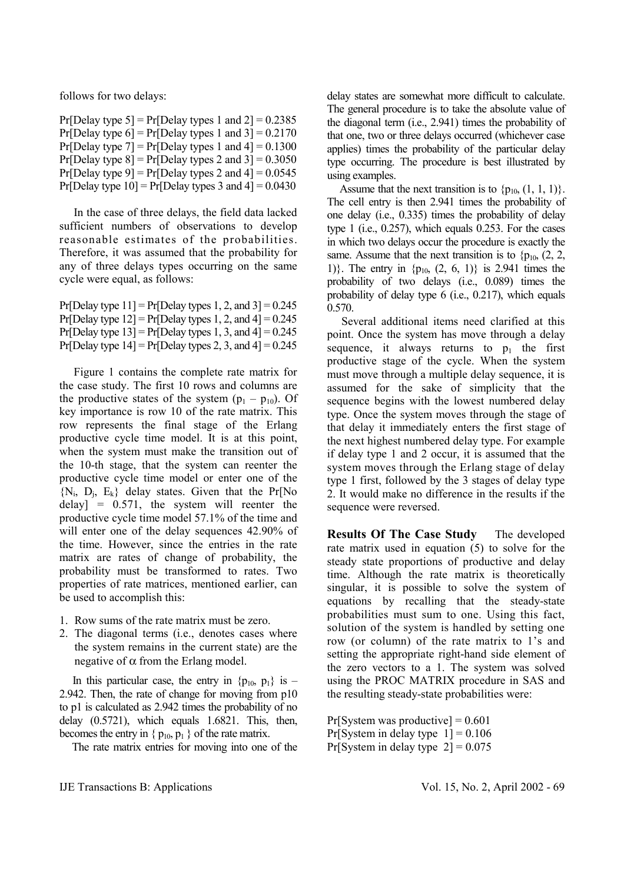follows for two delays:

Pr[Delay type 5] = Pr[Delay types 1 and 2] = 0.2385
Pr[Delay type 6] = Pr[Delay types 1 and 3] = 0.2170
Pr[Delay type 7] = Pr[Delay types 1 and 4] = 0.1300
Pr[Delay type 8] = Pr[Delay types 2 and 3] = 0.3050
Pr[Delay type 9] = Pr[Delay types 2 and 4] = 0.0545
Pr[Delay type 10] = Pr[Delay types 3 and 4] = 0.0430

In the case of three delays, the field data lacked sufficient numbers of observations to develop reasonable estimates of the probabilities. Therefore, it was assumed that the probability for any of three delays types occurring on the same cycle were equal, as follows:

Pr[Delay type 11] = Pr[Delay types 1, 2, and 3] = 0.245
Pr[Delay type 12] = Pr[Delay types 1, 2, and 4] = 0.245
Pr[Delay type 13] = Pr[Delay types 1, 3, and 4] = 0.245
Pr[Delay type 14] = Pr[Delay types 2, 3, and 4] = 0.245

Figure 1 contains the complete rate matrix for the case study. The first 10 rows and columns are the productive states of the system ($p_1 - p_{10}$). Of key importance is row 10 of the rate matrix. This row represents the final stage of the Erlang productive cycle time model. It is at this point, when the system must make the transition out of the 10-th stage, that the system can reenter the productive cycle time model or enter one of the $\{N_i, D_j, E_k\}$ delay states. Given that the Pr[No delay] = 0.571, the system will reenter the productive cycle time model 57.1% of the time and will enter one of the delay sequences 42.90% of the time. However, since the entries in the rate matrix are rates of change of probability, the probability must be transformed to rates. Two properties of rate matrices, mentioned earlier, can be used to accomplish this:

1. Row sums of the rate matrix must be zero.
2. The diagonal terms (i.e., denotes cases where the system remains in the current state) are the negative of $\alpha$ from the Erlang model.

In this particular case, the entry in $\{p_{10}, p_1\}$ is –2.942. Then, the rate of change for moving from p10 to p1 is calculated as 2.942 times the probability of no delay (0.5721), which equals 1.6821. This, then, becomes the entry in $\{p_{10}, p_1\}$ of the rate matrix.

The rate matrix entries for moving into one of the delay states are somewhat more difficult to calculate. The general procedure is to take the absolute value of the diagonal term (i.e., 2.941) times the probability of that one, two or three delays occurred (whichever case applies) times the probability of the particular delay type occurring. The procedure is best illustrated by using examples.

Assume that the next transition is to $\{p_{10}, (1, 1, 1)\}$. The cell entry is then 2.941 times the probability of one delay (i.e., 0.335) times the probability of delay type 1 (i.e., 0.257), which equals 0.253. For the cases in which two delays occur the procedure is exactly the same. Assume that the next transition is to $\{p_{10}, (2, 2, 1)\}$. The entry in $\{p_{10}, (2, 6, 1)\}$ is 2.941 times the probability of two delays (i.e., 0.089) times the probability of delay type 6 (i.e., 0.217), which equals 0.570.

Several additional items need clarified at this point. Once the system has move through a delay sequence, it always returns to $p_1$ the first productive stage of the cycle. When the system must move through a multiple delay sequence, it is assumed for the sake of simplicity that the sequence begins with the lowest numbered delay type. Once the system moves through the stage of that delay it immediately enters the first stage of the next highest numbered delay type. For example if delay type 1 and 2 occur, it is assumed that the system moves through the Erlang stage of delay type 1 first, followed by the 3 stages of delay type 2. It would make no difference in the results if the sequence were reversed.

**Results Of The Case Study** The developed rate matrix used in equation (5) to solve for the steady state proportions of productive and delay time. Although the rate matrix is theoretically singular, it is possible to solve the system of equations by recalling that the steady-state probabilities must sum to one. Using this fact, solution of the system is handled by setting one row (or column) of the rate matrix to 1's and setting the appropriate right-hand side element of the zero vectors to a 1. The system was solved using the PROC MATRIX procedure in SAS and the resulting steady-state probabilities were:

Pr[System was productive] = 0.601
Pr[System in delay type 1] = 0.106
Pr[System in delay type 2] = 0.075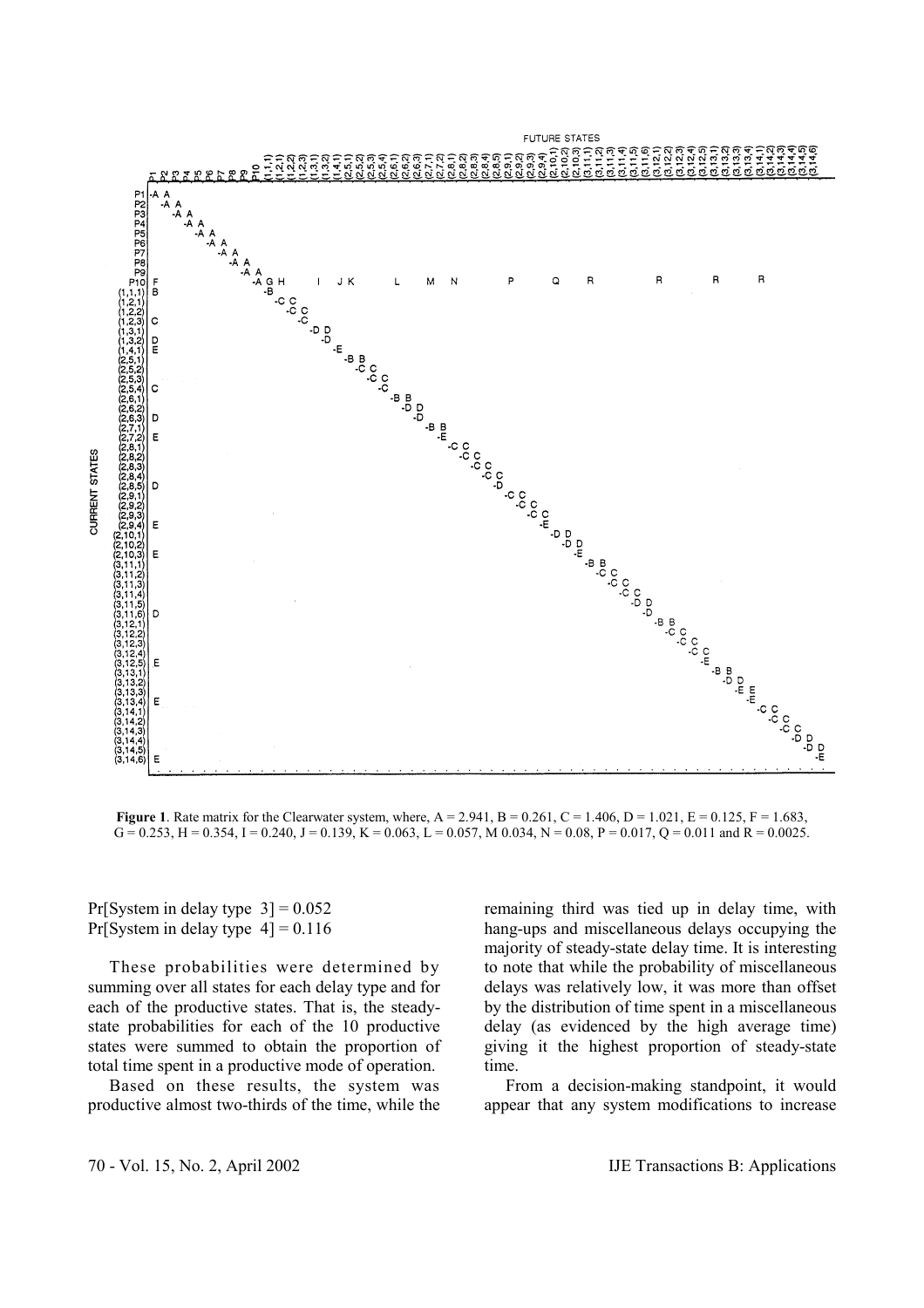**Figure 1**. Rate matrix for the Clearwater system, where, A = 2.941, B = 0.261, C = 1.406, D = 1.021, E = 0.125, F = 1.683, G = 0.253, H = 0.354, I = 0.240, J = 0.139, K = 0.063, L = 0.057, M 0.034, N = 0.08, P = 0.017, Q = 0.011 and R = 0.0025.

Pr[System in delay type 3] = 0.052
Pr[System in delay type 4] = 0.116

These probabilities were determined by summing over all states for each delay type and for each of the productive states. That is, the steady-state probabilities for each of the 10 productive states were summed to obtain the proportion of total time spent in a productive mode of operation.

Based on these results, the system was productive almost two-thirds of the time, while the remaining third was tied up in delay time, with hang-ups and miscellaneous delays occupying the majority of steady-state delay time. It is interesting to note that while the probability of miscellaneous delays was relatively low, it was more than offset by the distribution of time spent in a miscellaneous delay (as evidenced by the high average time) giving it the highest proportion of steady-state time.

From a decision-making standpoint, it would appear that any system modifications to increase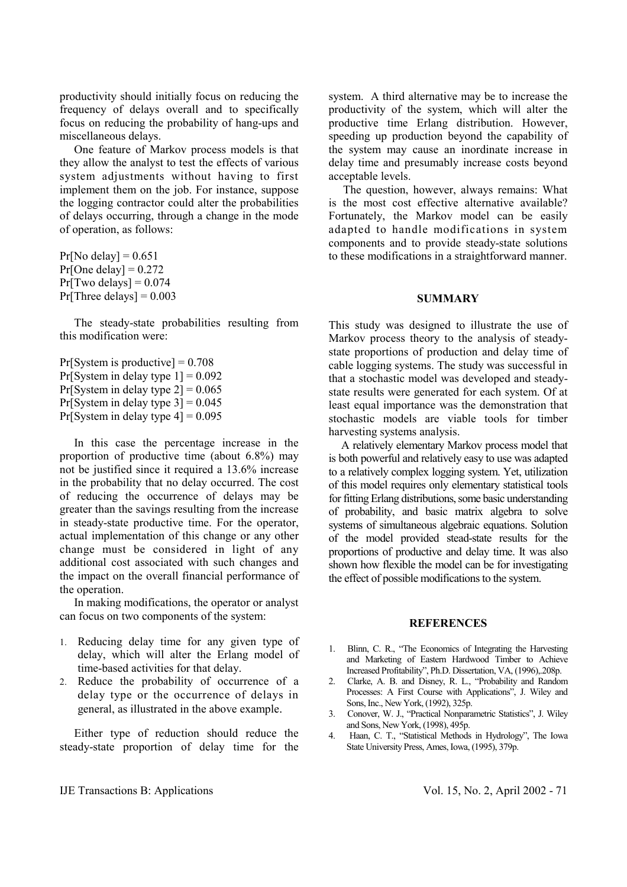productivity should initially focus on reducing the frequency of delays overall and to specifically focus on reducing the probability of hang-ups and miscellaneous delays.

One feature of Markov process models is that they allow the analyst to test the effects of various system adjustments without having to first implement them on the job. For instance, suppose the logging contractor could alter the probabilities of delays occurring, through a change in the mode of operation, as follows:

Pr[No delay] = 0.651
Pr[One delay] = 0.272
Pr[Two delays] = 0.074
Pr[Three delays] = 0.003

The steady-state probabilities resulting from this modification were:

Pr[System is productive] = 0.708
Pr[System in delay type 1] = 0.092
Pr[System in delay type 2] = 0.065
Pr[System in delay type 3] = 0.045
Pr[System in delay type 4] = 0.095

In this case the percentage increase in the proportion of productive time (about 6.8%) may not be justified since it required a 13.6% increase in the probability that no delay occurred. The cost of reducing the occurrence of delays may be greater than the savings resulting from the increase in steady-state productive time. For the operator, actual implementation of this change or any other change must be considered in light of any additional cost associated with such changes and the impact on the overall financial performance of the operation.

In making modifications, the operator or analyst can focus on two components of the system:

1. Reducing delay time for any given type of delay, which will alter the Erlang model of time-based activities for that delay.
2. Reduce the probability of occurrence of a delay type or the occurrence of delays in general, as illustrated in the above example.

Either type of reduction should reduce the steady-state proportion of delay time for the system. A third alternative may be to increase the productivity of the system, which will alter the productive time Erlang distribution. However, speeding up production beyond the capability of the system may cause an inordinate increase in delay time and presumably increase costs beyond acceptable levels.

The question, however, always remains: What is the most cost effective alternative available? Fortunately, the Markov model can be easily adapted to handle modifications in system components and to provide steady-state solutions to these modifications in a straightforward manner.

## SUMMARY

This study was designed to illustrate the use of Markov process theory to the analysis of steady-state proportions of production and delay time of cable logging systems. The study was successful in that a stochastic model was developed and steady-state results were generated for each system. Of at least equal importance was the demonstration that stochastic models are viable tools for timber harvesting systems analysis.

A relatively elementary Markov process model that is both powerful and relatively easy to use was adapted to a relatively complex logging system. Yet, utilization of this model requires only elementary statistical tools for fitting Erlang distributions, some basic understanding of probability, and basic matrix algebra to solve systems of simultaneous algebraic equations. Solution of the model provided stead-state results for the proportions of productive and delay time. It was also shown how flexible the model can be for investigating the effect of possible modifications to the system.

## REFERENCES

1. Blinn, C. R., "The Economics of Integrating the Harvesting and Marketing of Eastern Hardwood Timber to Achieve Increased Profitability", Ph.D. Dissertation, VA, (1996),.208p.
2. Clarke, A. B. and Disney, R. L., "Probability and Random Processes: A First Course with Applications", J. Wiley and Sons, Inc., New York, (1992), 325p.
3. Conover, W. J., "Practical Nonparametric Statistics", J. Wiley and Sons, New York, (1998), 495p.
4. Haan, C. T., "Statistical Methods in Hydrology", The Iowa State University Press, Ames, Iowa, (1995), 379p.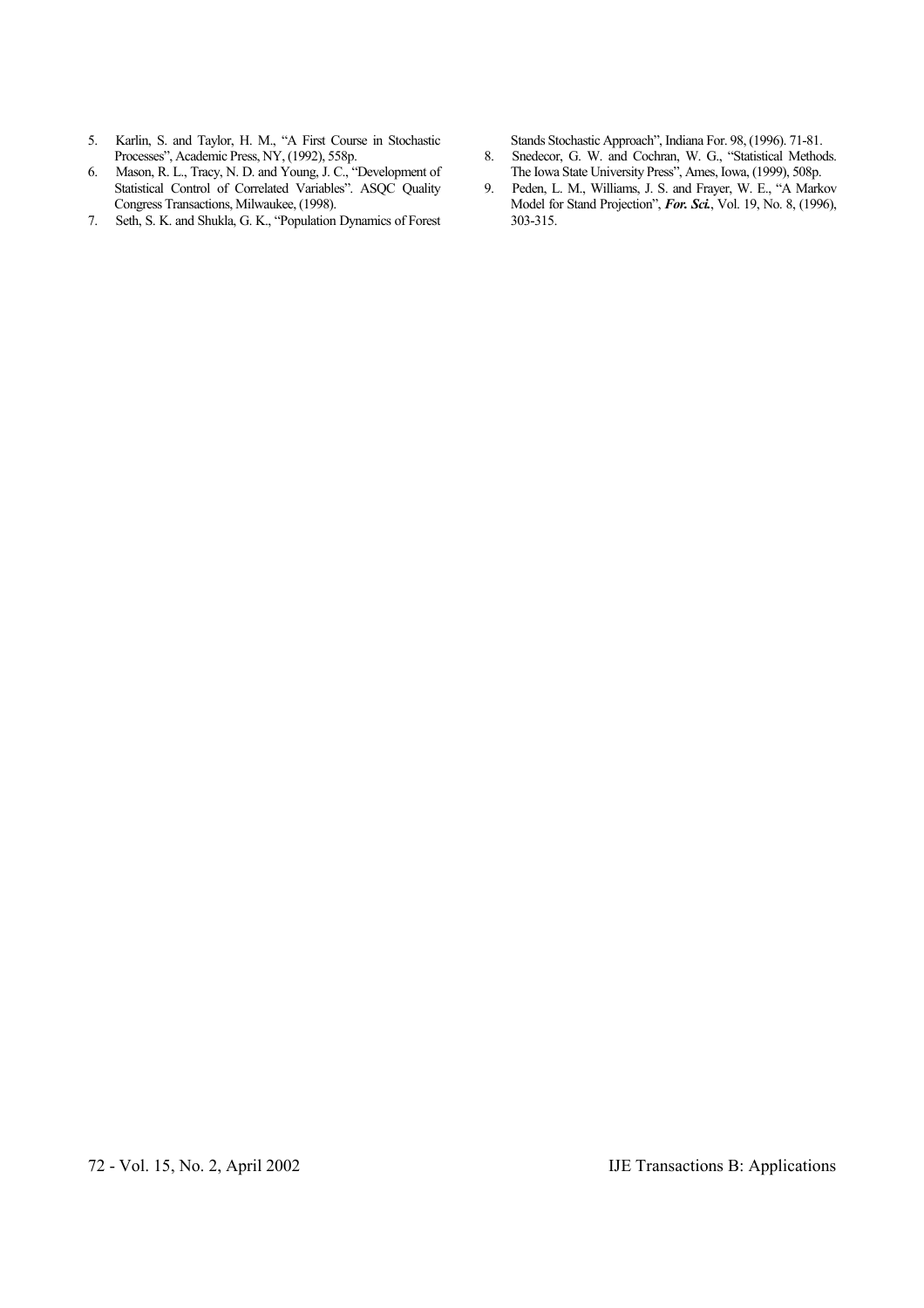5. Karlin, S. and Taylor, H. M., "A First Course in Stochastic Processes", Academic Press, NY, (1992), 558p.
6. Mason, R. L., Tracy, N. D. and Young, J. C., "Development of Statistical Control of Correlated Variables". ASQC Quality Congress Transactions, Milwaukee, (1998).
7. Seth, S. K. and Shukla, G. K., "Population Dynamics of Forest Stands Stochastic Approach", Indiana For. 98, (1996). 71-81.
8. Snedecor, G. W. and Cochran, W. G., "Statistical Methods. The Iowa State University Press", Ames, Iowa, (1999), 508p.
9. Peden, L. M., Williams, J. S. and Frayer, W. E., "A Markov Model for Stand Projection", ***For. Sci.***, Vol. 19, No. 8, (1996), 303-315.